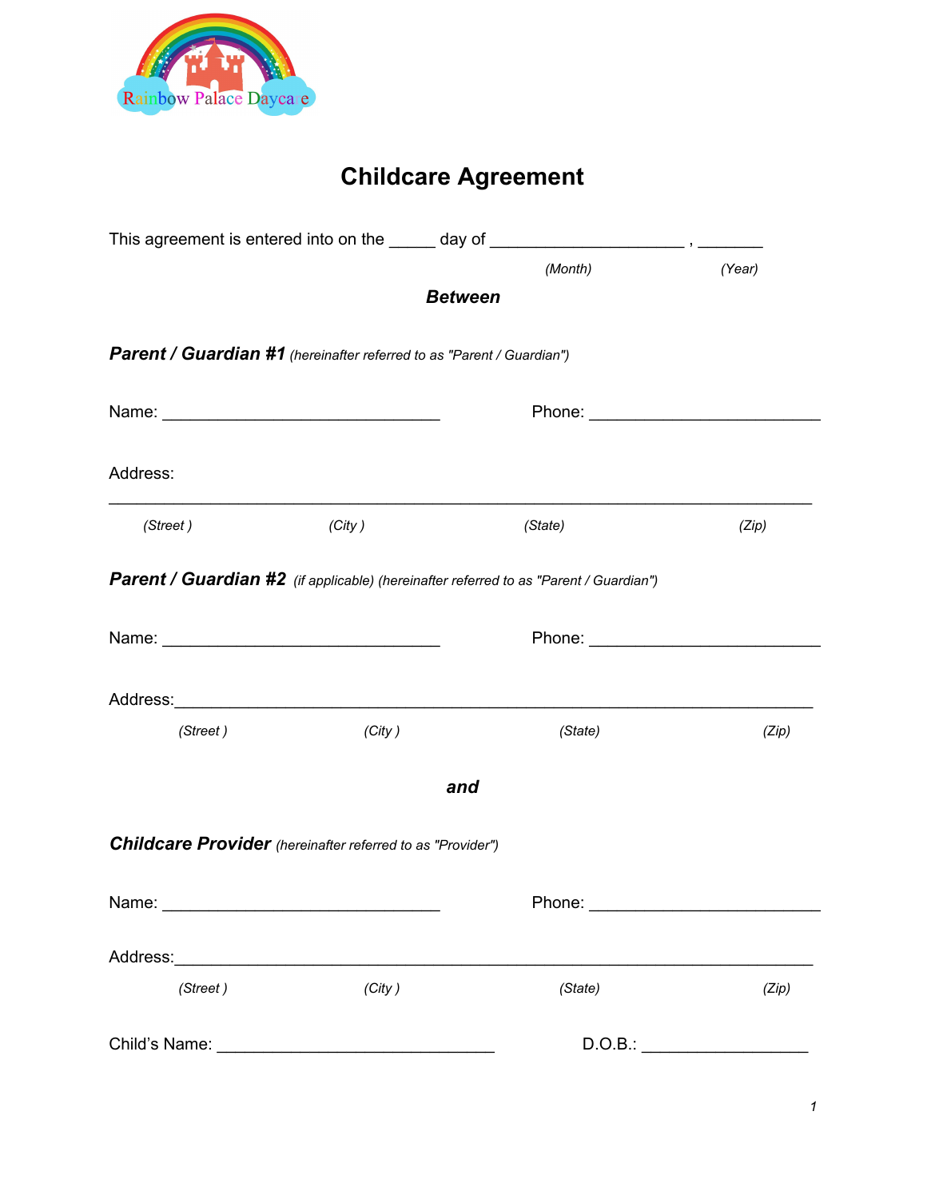Rainbow Palace Daycare

# Childcare Agreement

This agreement is entered into on the _____ day of _____________________ , _______

*(Month)* *(Year)*

***Between***

***Parent / Guardian #1*** *(hereinafter referred to as "Parent / Guardian")*

Name: ______________________________ Phone: _________________________

Address:

___________________________________________________________________________

*(Street )* *(City )* *(State)* *(Zip)*

***Parent / Guardian #2*** *(if applicable) (hereinafter referred to as "Parent / Guardian")*

Name: ______________________________ Phone: _________________________

Address:_____________________________________________________________________

*(Street )* *(City )* *(State)* *(Zip)*

***and***

***Childcare Provider*** *(hereinafter referred to as "Provider")*

Name: ______________________________ Phone: _________________________

Address:_____________________________________________________________________

*(Street )* *(City )* *(State)* *(Zip)*

Child's Name: ______________________________ D.O.B.: __________________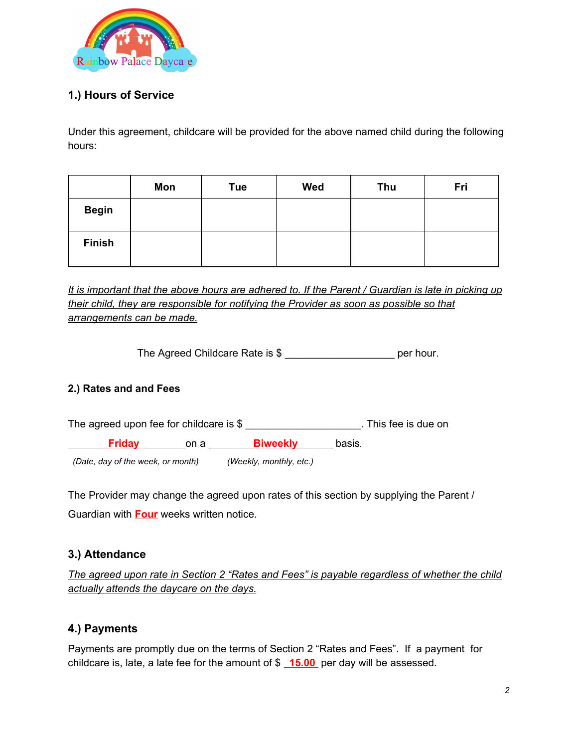## 1.) Hours of Service

Under this agreement, childcare will be provided for the above named child during the following hours:

| | Mon | Tue | Wed | Thu | Fri |
|---|---|---|---|---|---|
| Begin | | | | | |
| Finish | | | | | |

*It is important that the above hours are adhered to. If the Parent / Guardian is late in picking up their child, they are responsible for notifying the Provider as soon as possible so that arrangements can be made.*

The Agreed Childcare Rate is $ ___________________ per hour.

## 2.) Rates and and Fees

The agreed upon fee for childcare is $ ____________________. This fee is due on _______**Friday**________on a ________**Biweekly**_______ basis.

*(Date, day of the week, or month)* *(Weekly, monthly, etc.)*

The Provider may change the agreed upon rates of this section by supplying the Parent / Guardian with **Four** weeks written notice.

## 3.) Attendance

*The agreed upon rate in Section 2 "Rates and Fees" is payable regardless of whether the child actually attends the daycare on the days.*

## 4.) Payments

Payments are promptly due on the terms of Section 2 "Rates and Fees". If a payment for childcare is, late, a late fee for the amount of $ **15.00** per day will be assessed.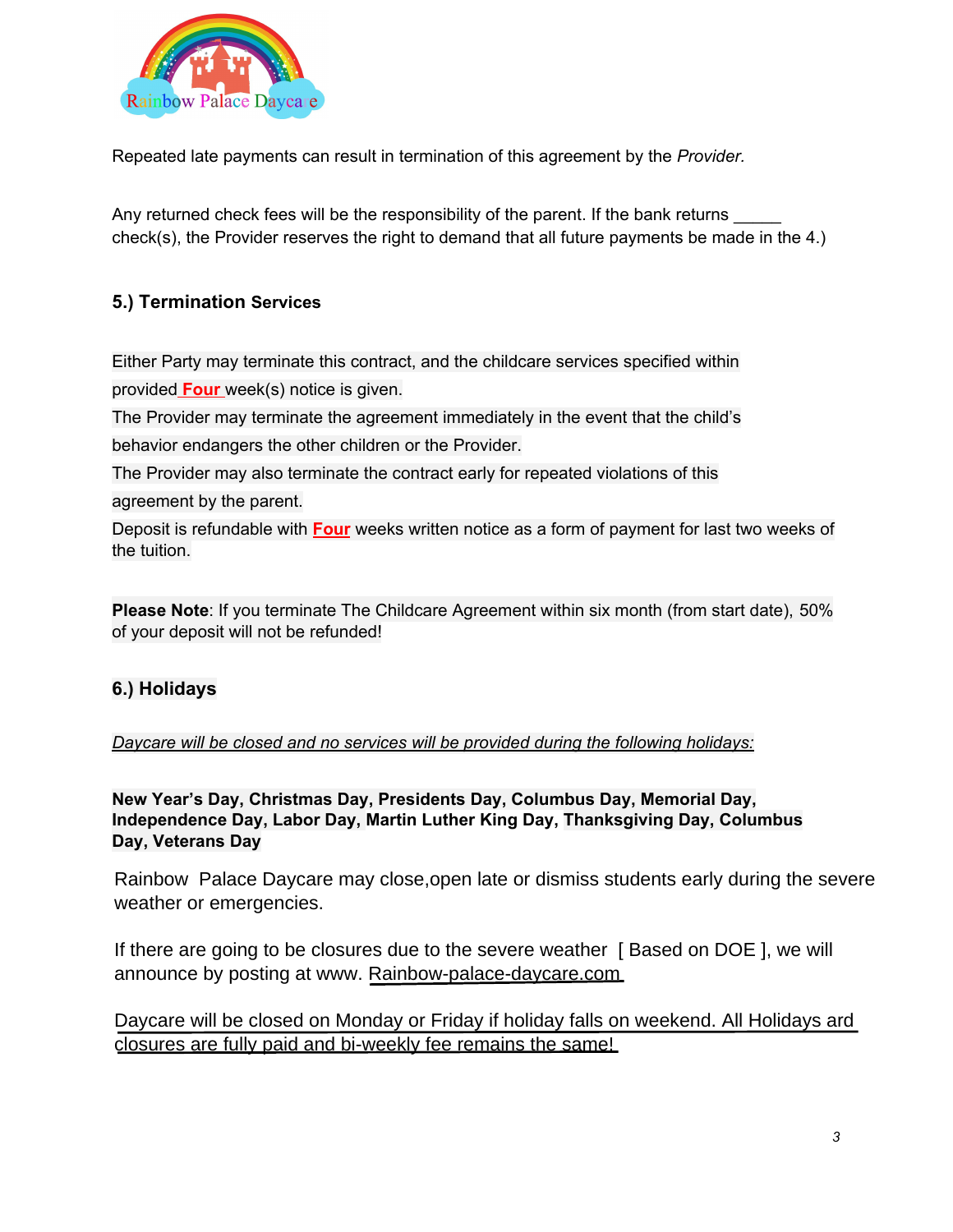Repeated late payments can result in termination of this agreement by the *Provider.*

Any returned check fees will be the responsibility of the parent. If the bank returns _____ check(s), the Provider reserves the right to demand that all future payments be made in the 4.)

### 5.) Termination Services

Either Party may terminate this contract, and the childcare services specified within provided **Four** week(s) notice is given.

The Provider may terminate the agreement immediately in the event that the child's behavior endangers the other children or the Provider.

The Provider may also terminate the contract early for repeated violations of this agreement by the parent.

Deposit is refundable with **Four** weeks written notice as a form of payment for last two weeks of the tuition.

**Please Note**: If you terminate The Childcare Agreement within six month (from start date), 50% of your deposit will not be refunded!

### 6.) Holidays

*Daycare will be closed and no services will be provided during the following holidays:*

**New Year's Day, Christmas Day, Presidents Day, Columbus Day, Memorial Day, Independence Day, Labor Day, Martin Luther King Day, Thanksgiving Day, Columbus Day, Veterans Day**

Rainbow Palace Daycare may close,open late or dismiss students early during the severe weather or emergencies.

If there are going to be closures due to the severe weather [ Based on DOE ], we will announce by posting at www. Rainbow-palace-daycare.com

Daycare will be closed on Monday or Friday if holiday falls on weekend. All Holidays ard closures are fully paid and bi-weekly fee remains the same!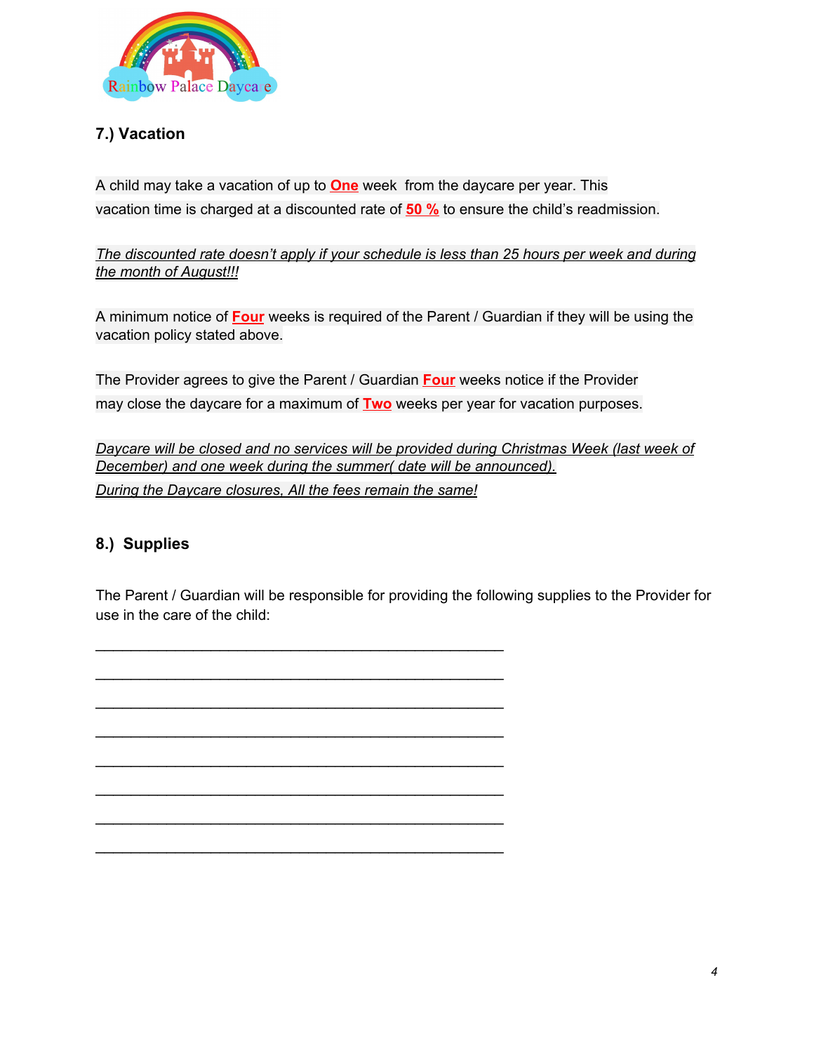Rainbow Palace Daycare

## 7.) Vacation

A child may take a vacation of up to **One** week from the daycare per year. This vacation time is charged at a discounted rate of **50 %** to ensure the child's readmission.

*The discounted rate doesn't apply if your schedule is less than 25 hours per week and during the month of August!!!*

A minimum notice of **Four** weeks is required of the Parent / Guardian if they will be using the vacation policy stated above.

The Provider agrees to give the Parent / Guardian **Four** weeks notice if the Provider may close the daycare for a maximum of **Two** weeks per year for vacation purposes.

*Daycare will be closed and no services will be provided during Christmas Week (last week of December) and one week during the summer( date will be announced).*
*During the Daycare closures, All the fees remain the same!*

## 8.) Supplies

The Parent / Guardian will be responsible for providing the following supplies to the Provider for use in the care of the child:

______________________________________________

______________________________________________

______________________________________________

______________________________________________

______________________________________________

______________________________________________

______________________________________________

______________________________________________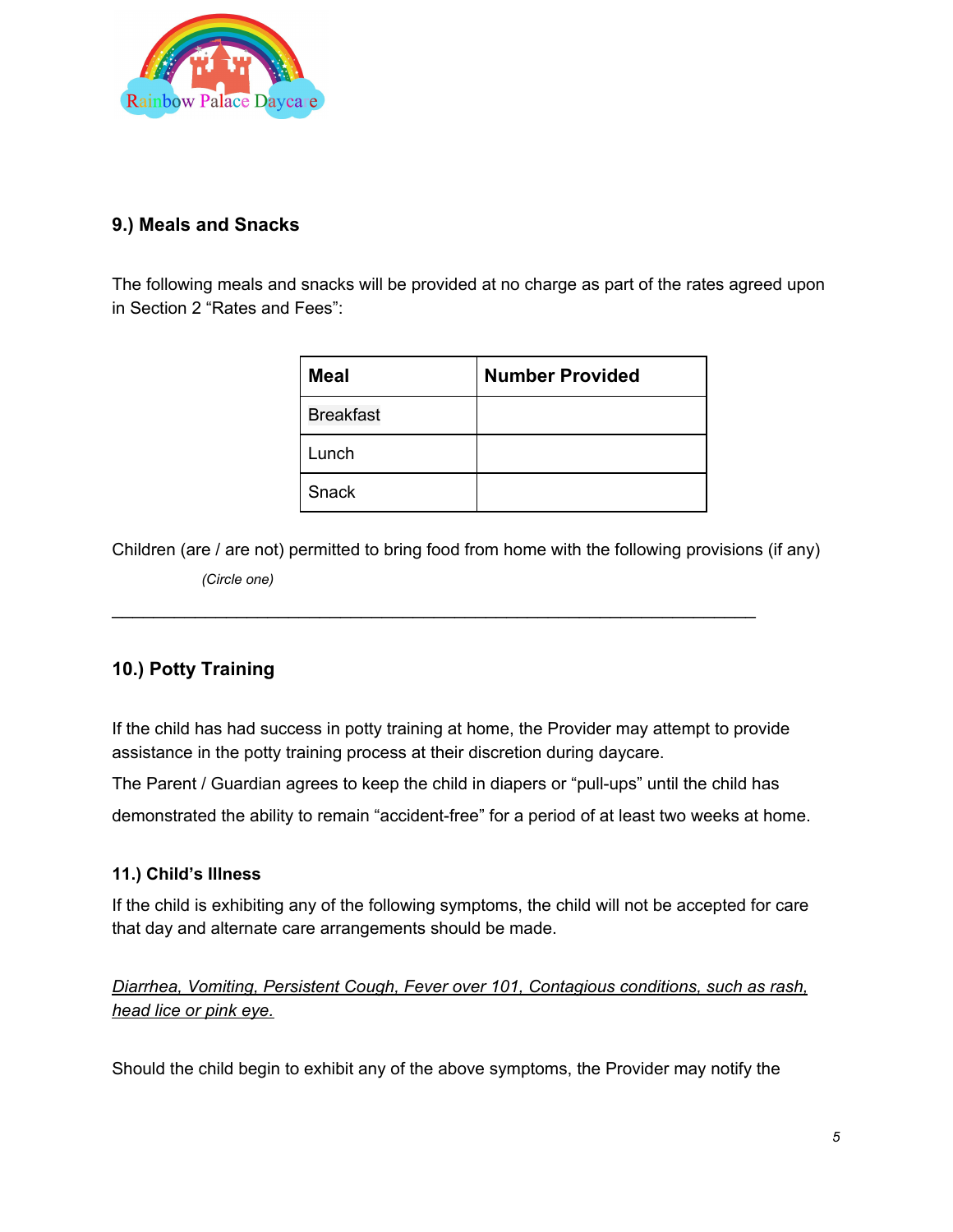## 9.) Meals and Snacks

The following meals and snacks will be provided at no charge as part of the rates agreed upon in Section 2 “Rates and Fees”:

| Meal | Number Provided |
|---|---|
| Breakfast | |
| Lunch | |
| Snack | |

Children (are / are not) permitted to bring food from home with the following provisions (if any)

*(Circle one)*

______________________________________________________________________

## 10.) Potty Training

If the child has had success in potty training at home, the Provider may attempt to provide assistance in the potty training process at their discretion during daycare.

The Parent / Guardian agrees to keep the child in diapers or “pull-ups” until the child has demonstrated the ability to remain “accident-free” for a period of at least two weeks at home.

### 11.) Child’s Illness

If the child is exhibiting any of the following symptoms, the child will not be accepted for care that day and alternate care arrangements should be made.

*Diarrhea, Vomiting, Persistent Cough, Fever over 101, Contagious conditions, such as rash, head lice or pink eye.*

Should the child begin to exhibit any of the above symptoms, the Provider may notify the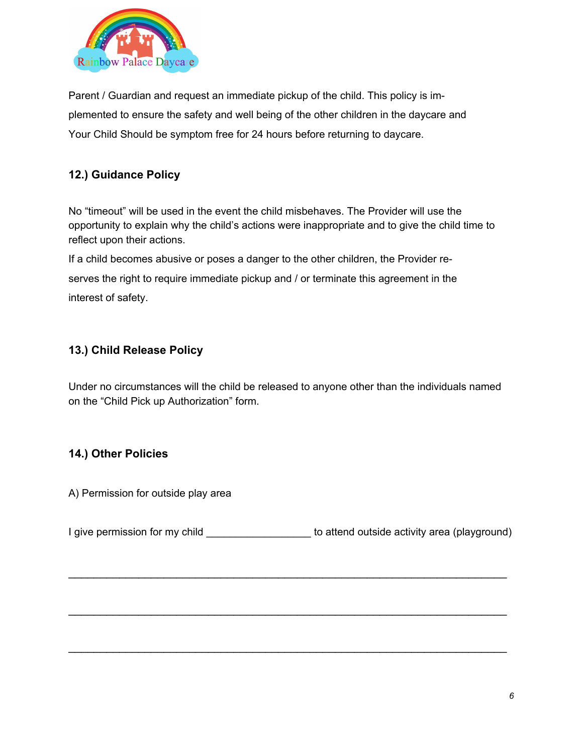Parent / Guardian and request an immediate pickup of the child. This policy is implemented to ensure the safety and well being of the other children in the daycare and Your Child Should be symptom free for 24 hours before returning to daycare.

### 12.) Guidance Policy

No “timeout” will be used in the event the child misbehaves. The Provider will use the opportunity to explain why the child’s actions were inappropriate and to give the child time to reflect upon their actions.

If a child becomes abusive or poses a danger to the other children, the Provider reserves the right to require immediate pickup and / or terminate this agreement in the interest of safety.

### 13.) Child Release Policy

Under no circumstances will the child be released to anyone other than the individuals named on the “Child Pick up Authorization” form.

### 14.) Other Policies

A) Permission for outside play area

I give permission for my child __________________ to attend outside activity area (playground)

____________________________________________________________________________

____________________________________________________________________________

____________________________________________________________________________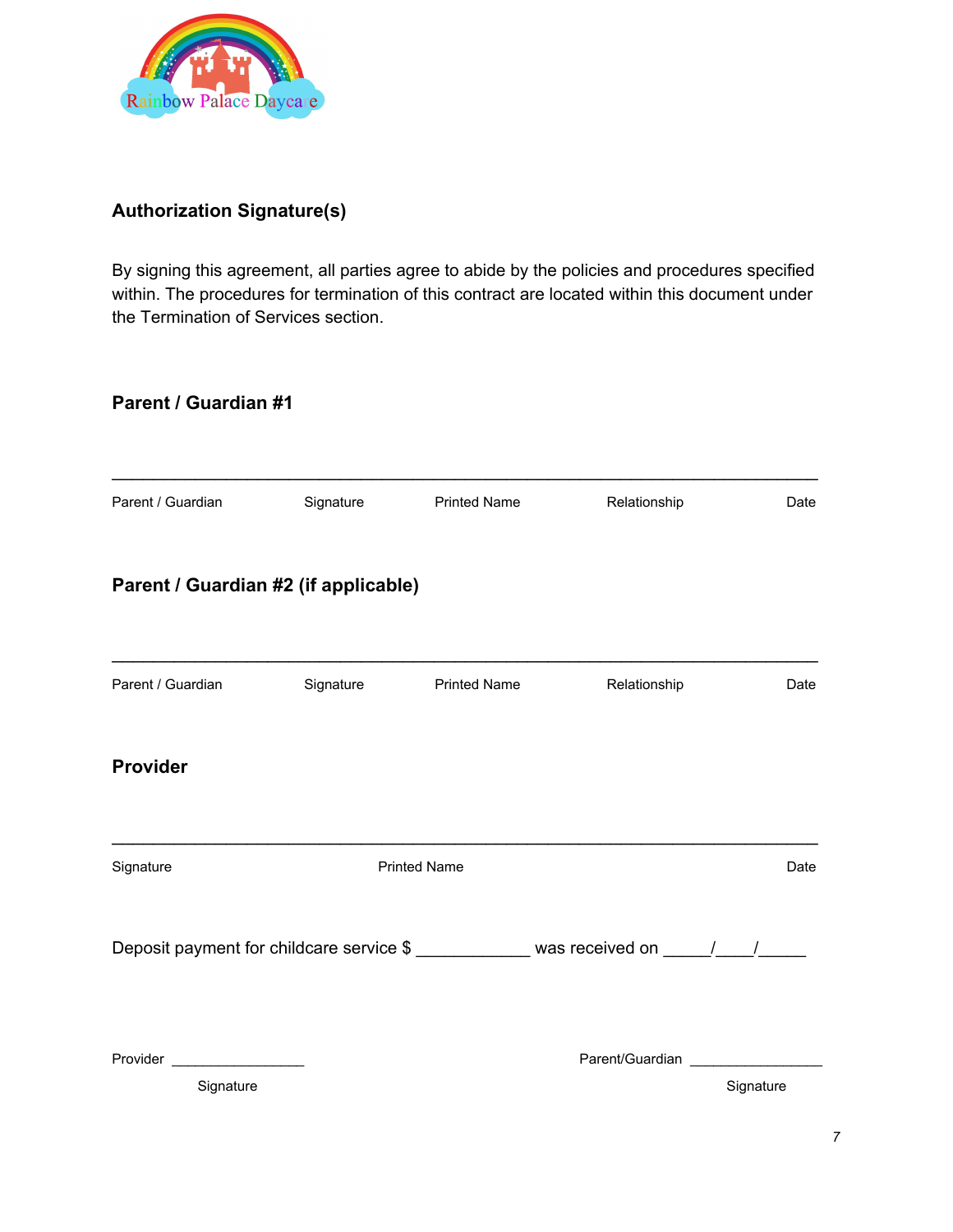Rainbow Palace Daycare

## Authorization Signature(s)

By signing this agreement, all parties agree to abide by the policies and procedures specified within. The procedures for termination of this contract are located within this document under the Termination of Services section.

### Parent / Guardian #1

_______________________________________________________________________

Parent / Guardian Signature    Printed Name    Relationship    Date

### Parent / Guardian #2 (if applicable)

_______________________________________________________________________

Parent / Guardian Signature    Printed Name    Relationship    Date

### Provider

_______________________________________________________________________

Signature    Printed Name    Date

Deposit payment for childcare service $ ____________ was received on _____/____/_____

Provider ________________  
Signature

Parent/Guardian ________________  
Signature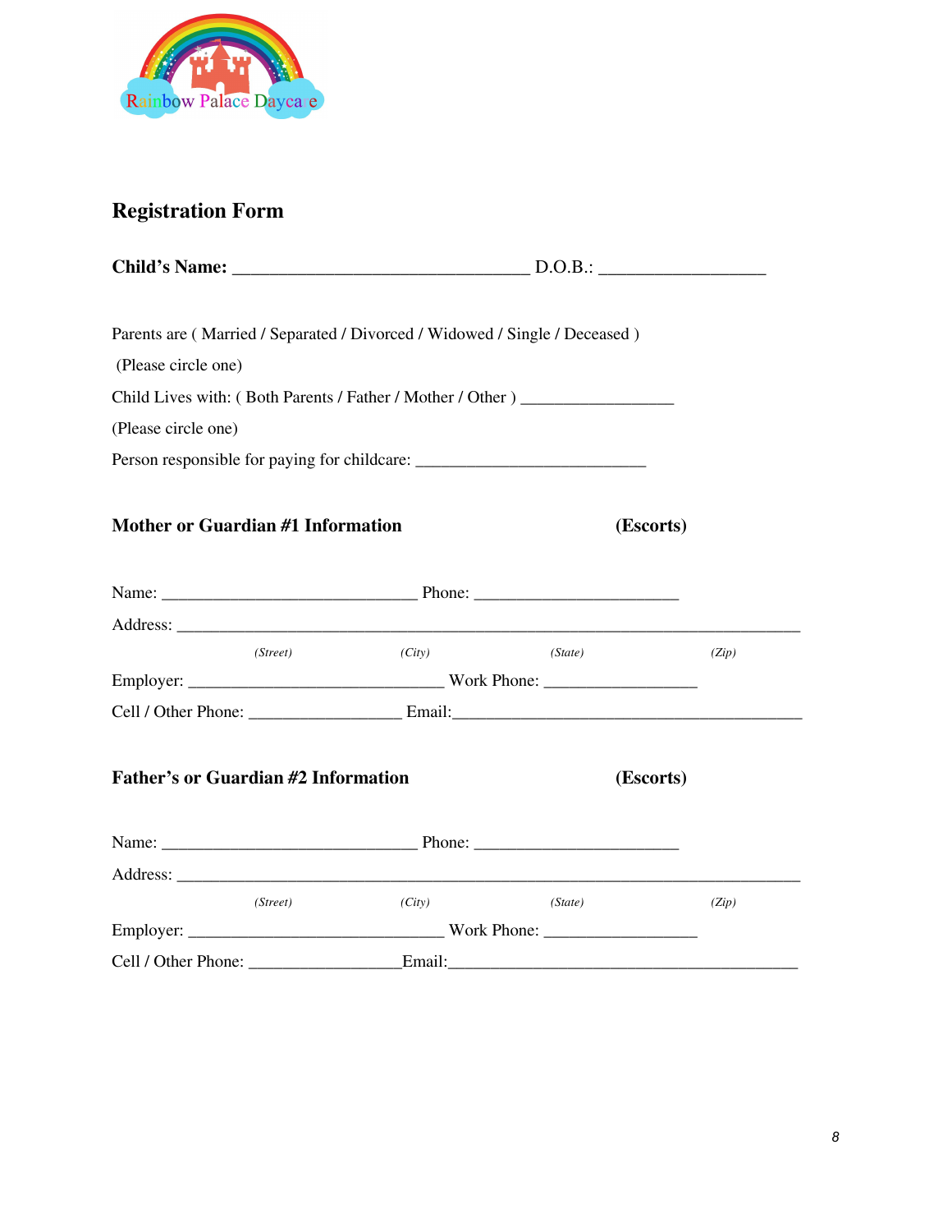Rainbow Palace Daycare

## Registration Form

**Child's Name:** ________________________________ D.O.B.: __________________

Parents are ( Married / Separated / Divorced / Widowed / Single / Deceased )

(Please circle one)

Child Lives with: ( Both Parents / Father / Mother / Other ) _________________

(Please circle one)

Person responsible for paying for childcare: __________________________

### Mother or Guardian #1 Information (Escorts)

Name: _____________________________ Phone: _______________________

Address: _________________________________________________________________________

*(Street) (City) (State) (Zip)*

Employer: _____________________________ Work Phone: _________________

Cell / Other Phone: _________________ Email:_______________________________________

### Father's or Guardian #2 Information (Escorts)

Name: _____________________________ Phone: _______________________

Address: _________________________________________________________________________

*(Street) (City) (State) (Zip)*

Employer: _____________________________ Work Phone: _________________

Cell / Other Phone: _________________Email:_______________________________________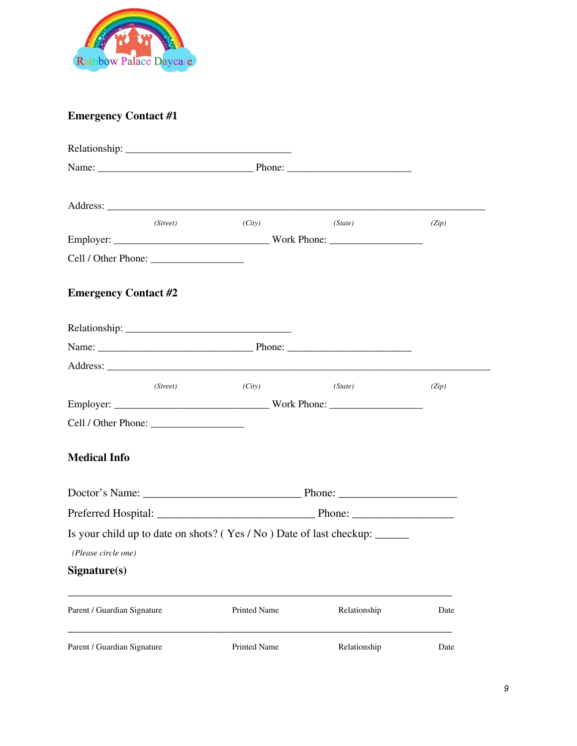Rainbow Palace Daycare

## Emergency Contact #1

Relationship: ________________________________

Name: ______________________________ Phone: ________________________

Address: ________________________________________________________________________

*(Street)* *(City)* *(State)* *(Zip)*

Employer: ______________________________ Work Phone: __________________

Cell / Other Phone: __________________

## Emergency Contact #2

Relationship: ________________________________

Name: ______________________________ Phone: ________________________

Address: ________________________________________________________________________

*(Street)* *(City)* *(State)* *(Zip)*

Employer: ______________________________ Work Phone: __________________

Cell / Other Phone: __________________

## Medical Info

Doctor's Name: ______________________________ Phone: ______________________

Preferred Hospital: ______________________________ Phone: ___________________

Is your child up to date on shots? ( Yes / No ) Date of last checkup: ______

*(Please circle one)*

## Signature(s)

__________________________________________________________________________

Parent / Guardian Signature Printed Name Relationship Date

__________________________________________________________________________

Parent / Guardian Signature Printed Name Relationship Date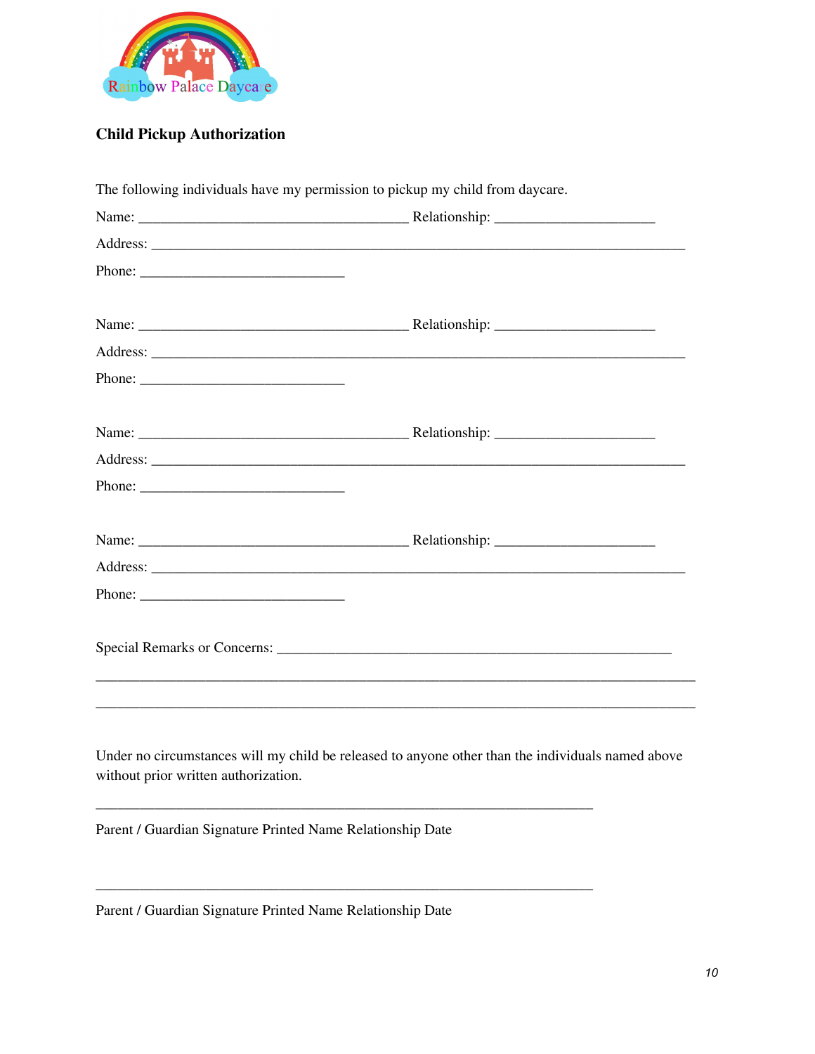Rainbow Palace Daycare

## Child Pickup Authorization

The following individuals have my permission to pickup my child from daycare.

Name: ______________________________________ Relationship: ______________________

Address: ___________________________________________________________________________

Phone: _____________________________

Name: ______________________________________ Relationship: ______________________

Address: ___________________________________________________________________________

Phone: _____________________________

Name: ______________________________________ Relationship: ______________________

Address: ___________________________________________________________________________

Phone: _____________________________

Name: ______________________________________ Relationship: ______________________

Address: ___________________________________________________________________________

Phone: _____________________________

Special Remarks or Concerns: _______________________________________________________

____________________________________________________________________________________

____________________________________________________________________________________

Under no circumstances will my child be released to anyone other than the individuals named above without prior written authorization.

_______________________________________________________________________

Parent / Guardian Signature Printed Name Relationship Date

_______________________________________________________________________

Parent / Guardian Signature Printed Name Relationship Date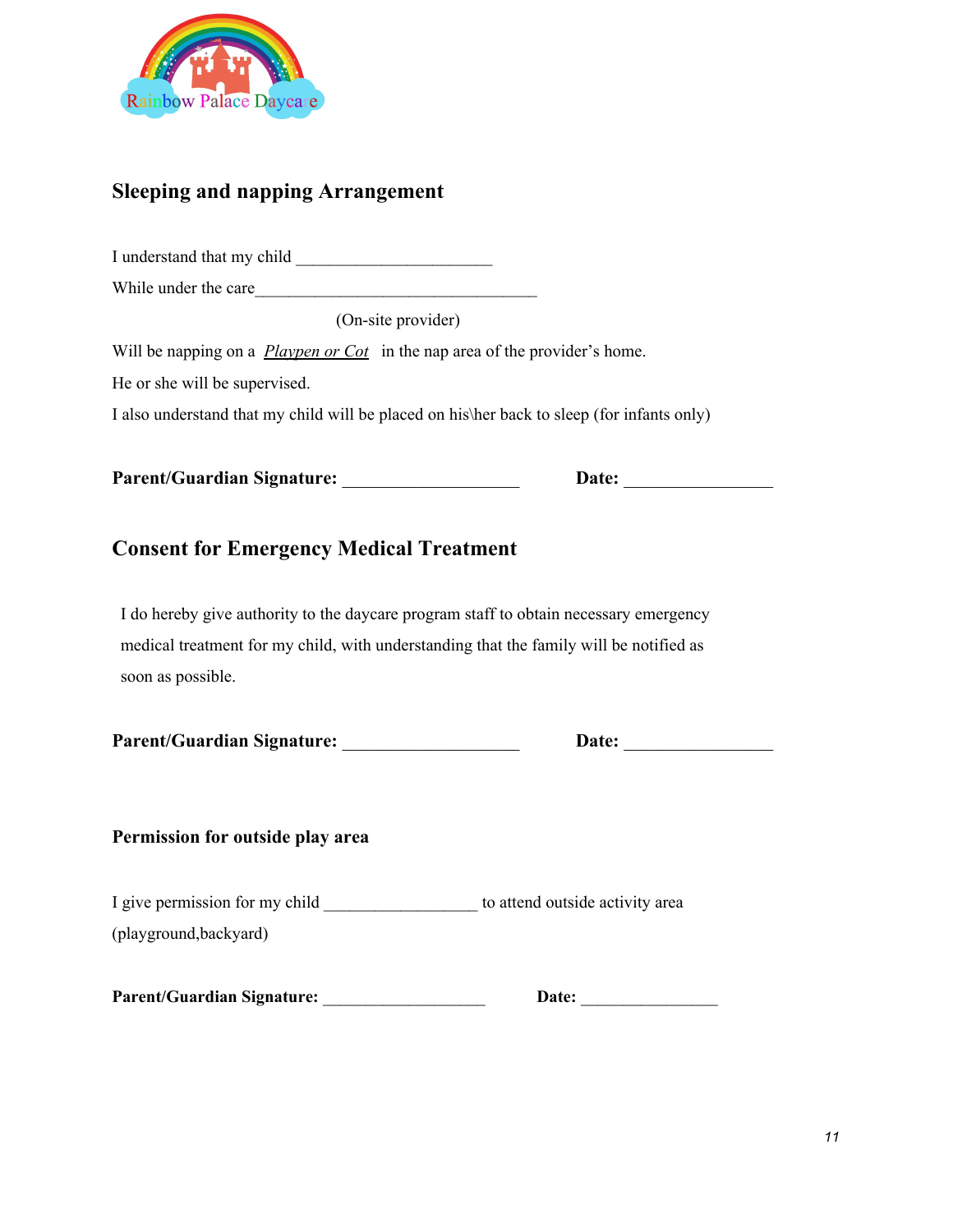Rainbow Palace Daycare

## Sleeping and napping Arrangement

I understand that my child ______________________

While under the care________________________________

(On-site provider)

Will be napping on a *Playpen or Cot* in the nap area of the provider's home.

He or she will be supervised.

I also understand that my child will be placed on his\her back to sleep (for infants only)

**Parent/Guardian Signature:** ____________________ **Date:** ________________

## Consent for Emergency Medical Treatment

I do hereby give authority to the daycare program staff to obtain necessary emergency medical treatment for my child, with understanding that the family will be notified as soon as possible.

**Parent/Guardian Signature:** ____________________ **Date:** ________________

### Permission for outside play area

I give permission for my child _________________ to attend outside activity area (playground,backyard)

**Parent/Guardian Signature:** __________________ **Date:** _______________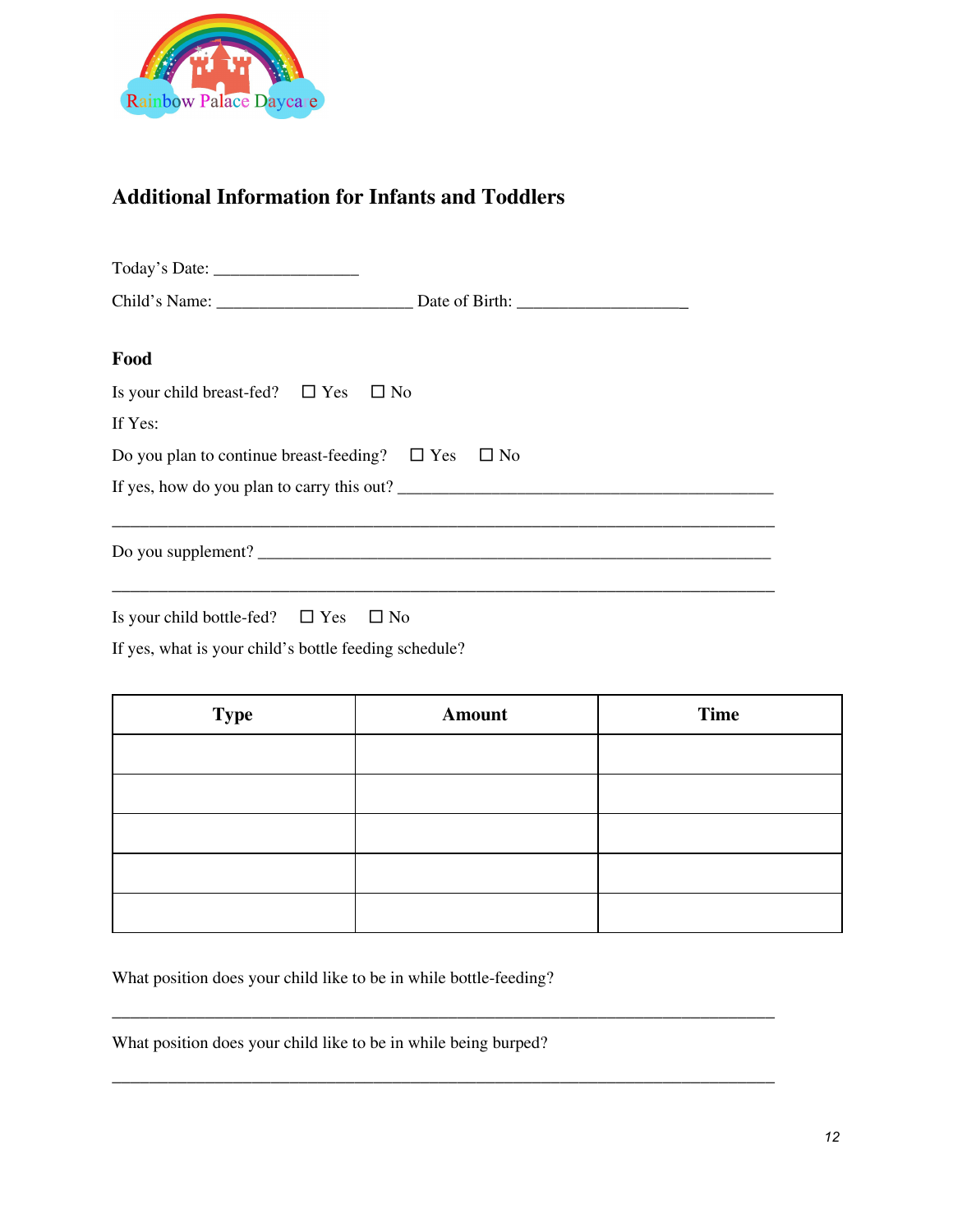Rainbow Palace Daycare

## Additional Information for Infants and Toddlers

Today's Date: ________________

Child's Name: ______________________ Date of Birth: ___________________

### Food

Is your child breast-fed? ☐ Yes ☐ No

If Yes:

Do you plan to continue breast-feeding? ☐ Yes ☐ No

If yes, how do you plan to carry this out? ___________________________________________

___________________________________________________________________________

Do you supplement? _________________________________________________________

___________________________________________________________________________

Is your child bottle-fed? ☐ Yes ☐ No

If yes, what is your child's bottle feeding schedule?

| Type | Amount | Time |
|---|---|---|
| | | |
| | | |
| | | |
| | | |
| | | |

What position does your child like to be in while bottle-feeding?

___________________________________________________________________________

What position does your child like to be in while being burped?

___________________________________________________________________________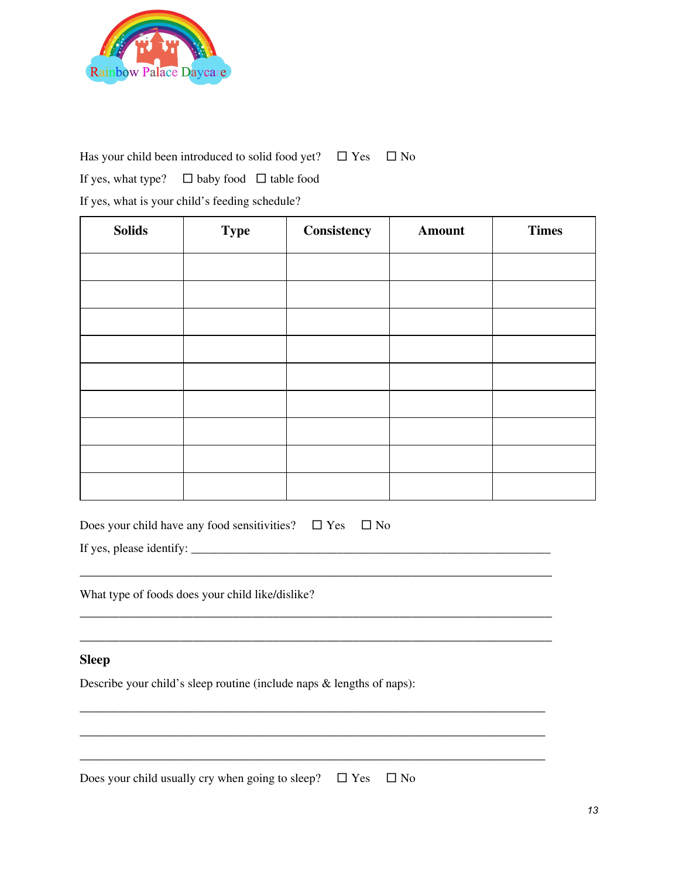Rainbow Palace Daycare

Has your child been introduced to solid food yet? ☐ Yes ☐ No

If yes, what type? ☐ baby food ☐ table food

If yes, what is your child's feeding schedule?

| Solids | Type | Consistency | Amount | Times |
|---|---|---|---|---|
| | | | | |
| | | | | |
| | | | | |
| | | | | |
| | | | | |
| | | | | |
| | | | | |
| | | | | |
| | | | | |

Does your child have any food sensitivities? ☐ Yes ☐ No

If yes, please identify: ___________________________________________________________

_____________________________________________________________________________

What type of foods does your child like/dislike?

_____________________________________________________________________________

_____________________________________________________________________________

**Sleep**

Describe your child's sleep routine (include naps & lengths of naps):

_____________________________________________________________________________

_____________________________________________________________________________

_____________________________________________________________________________

Does your child usually cry when going to sleep? ☐ Yes ☐ No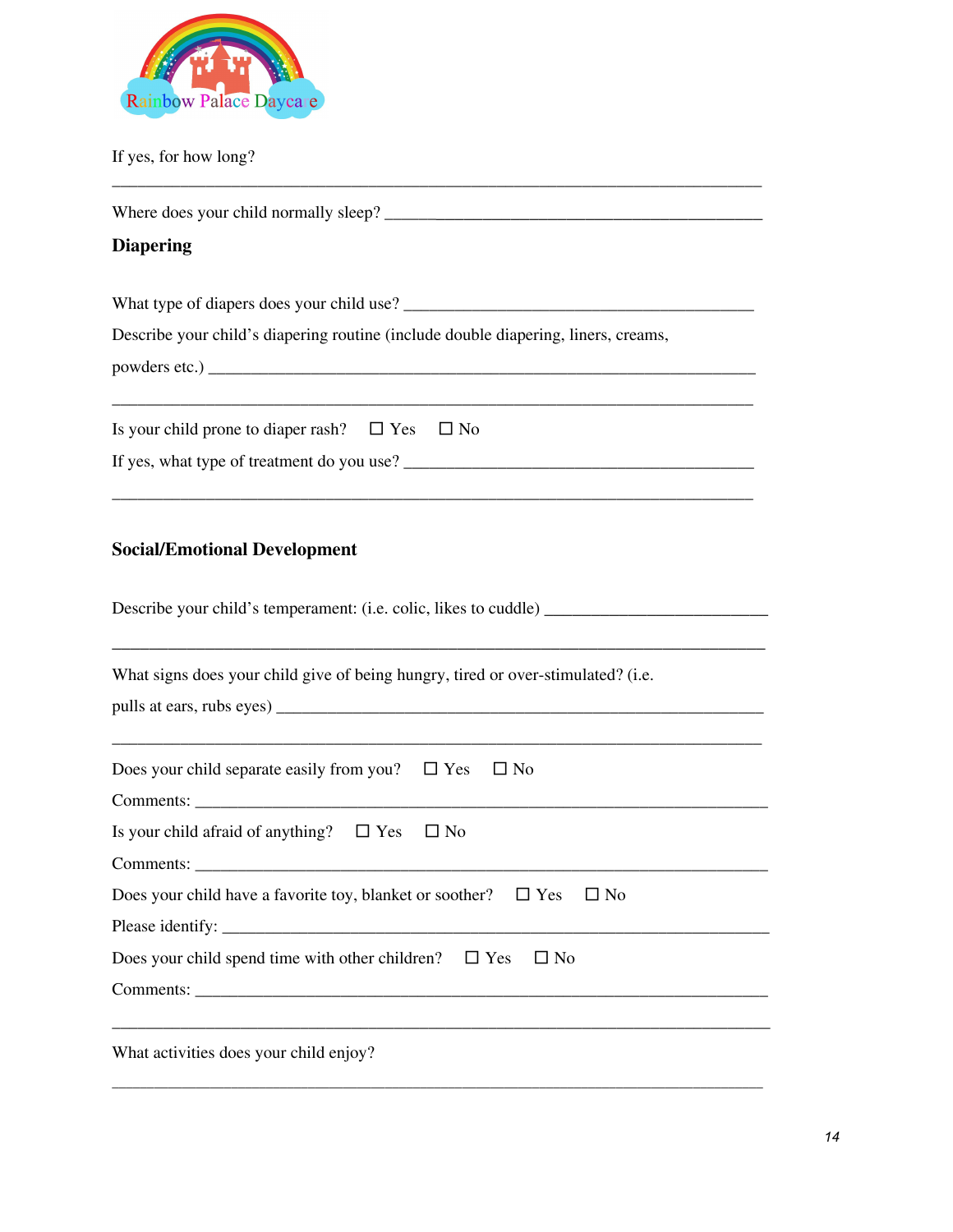If yes, for how long?

_______________________________________________________________________________

Where does your child normally sleep? _____________________________________________

## Diapering

What type of diapers does your child use? __________________________________________

Describe your child's diapering routine (include double diapering, liners, creams, powders etc.) ________________________________________________________________

_______________________________________________________________________________

Is your child prone to diaper rash? ☐ Yes ☐ No

If yes, what type of treatment do you use? __________________________________________

_______________________________________________________________________________

## Social/Emotional Development

Describe your child's temperament: (i.e. colic, likes to cuddle) __________________________

_______________________________________________________________________________

What signs does your child give of being hungry, tired or over-stimulated? (i.e. pulls at ears, rubs eyes) ________________________________________________________

_______________________________________________________________________________

Does your child separate easily from you? ☐ Yes ☐ No

Comments: _____________________________________________________________________

Is your child afraid of anything? ☐ Yes ☐ No

Comments: _____________________________________________________________________

Does your child have a favorite toy, blanket or soother? ☐ Yes ☐ No

Please identify: __________________________________________________________________

Does your child spend time with other children? ☐ Yes ☐ No

Comments: _____________________________________________________________________

_______________________________________________________________________________

What activities does your child enjoy?

_______________________________________________________________________________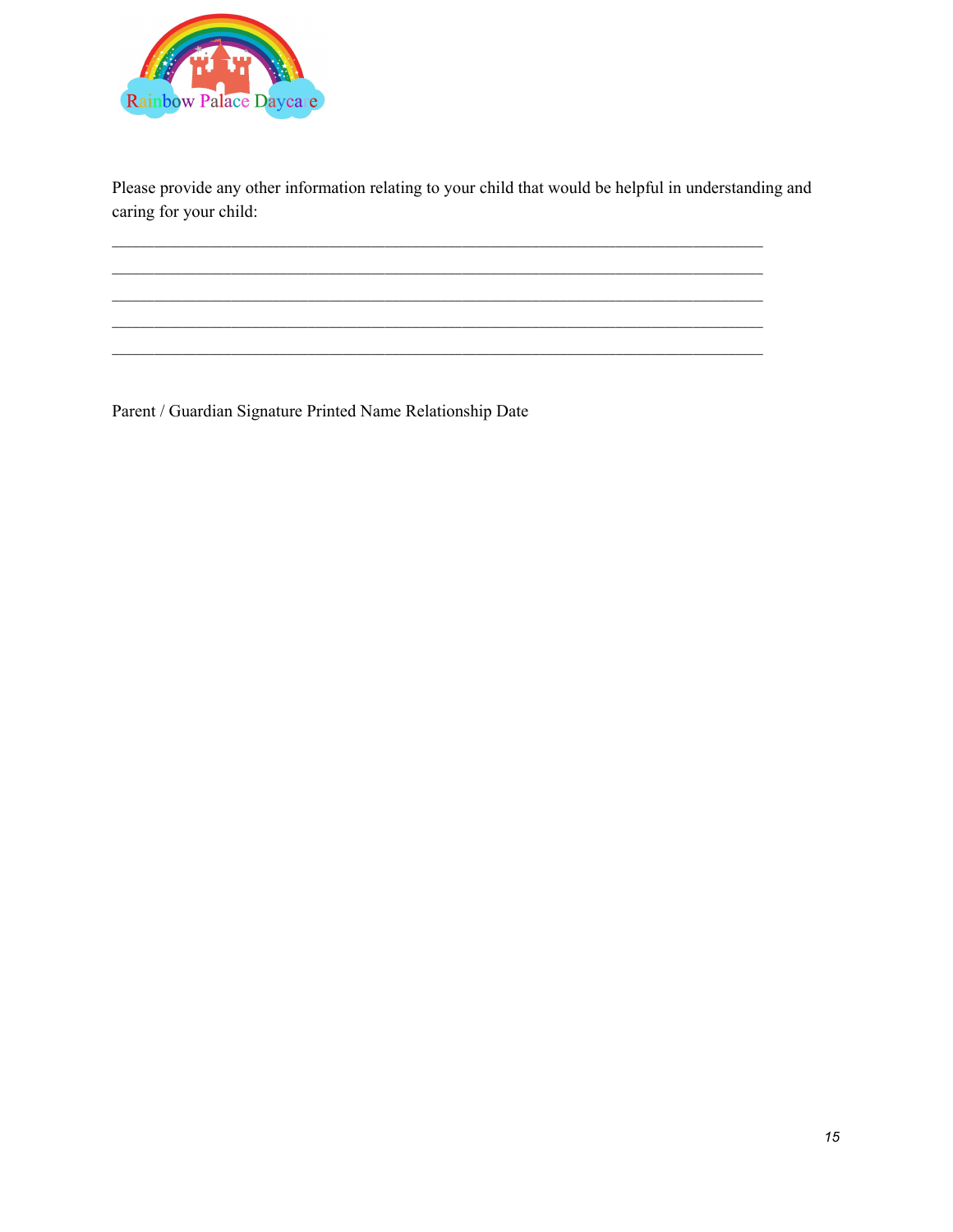Please provide any other information relating to your child that would be helpful in understanding and caring for your child:

\_\_\_\_\_\_\_\_\_\_\_\_\_\_\_\_\_\_\_\_\_\_\_\_\_\_\_\_\_\_\_\_\_\_\_\_\_\_\_\_\_\_\_\_\_\_\_\_\_\_\_\_\_\_\_\_\_\_\_\_\_\_\_\_\_\_\_\_\_\_\_\_\_\_\_\_\_\_

\_\_\_\_\_\_\_\_\_\_\_\_\_\_\_\_\_\_\_\_\_\_\_\_\_\_\_\_\_\_\_\_\_\_\_\_\_\_\_\_\_\_\_\_\_\_\_\_\_\_\_\_\_\_\_\_\_\_\_\_\_\_\_\_\_\_\_\_\_\_\_\_\_\_\_\_\_\_

\_\_\_\_\_\_\_\_\_\_\_\_\_\_\_\_\_\_\_\_\_\_\_\_\_\_\_\_\_\_\_\_\_\_\_\_\_\_\_\_\_\_\_\_\_\_\_\_\_\_\_\_\_\_\_\_\_\_\_\_\_\_\_\_\_\_\_\_\_\_\_\_\_\_\_\_\_\_

\_\_\_\_\_\_\_\_\_\_\_\_\_\_\_\_\_\_\_\_\_\_\_\_\_\_\_\_\_\_\_\_\_\_\_\_\_\_\_\_\_\_\_\_\_\_\_\_\_\_\_\_\_\_\_\_\_\_\_\_\_\_\_\_\_\_\_\_\_\_\_\_\_\_\_\_\_\_

\_\_\_\_\_\_\_\_\_\_\_\_\_\_\_\_\_\_\_\_\_\_\_\_\_\_\_\_\_\_\_\_\_\_\_\_\_\_\_\_\_\_\_\_\_\_\_\_\_\_\_\_\_\_\_\_\_\_\_\_\_\_\_\_\_\_\_\_\_\_\_\_\_\_\_\_\_\_

Parent / Guardian Signature Printed Name Relationship Date